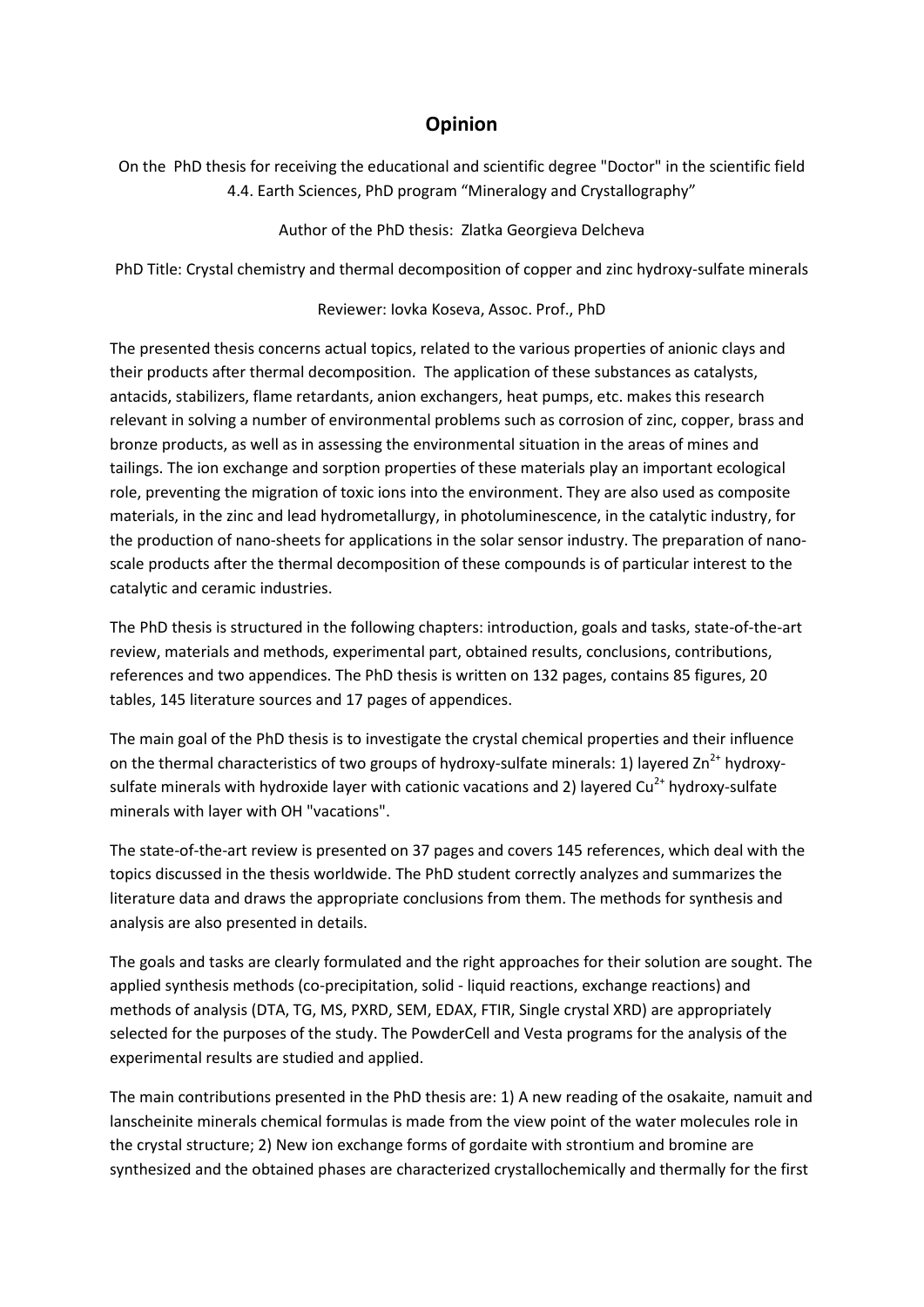# Opinion

On the PhD thesis for receiving the educational and scientific degree "Doctor" in the scientific field 4.4. Earth Sciences, PhD program "Mineralogy and Crystallography"

Author of the PhD thesis: Zlatka Georgieva Delcheva

PhD Title: Crystal chemistry and thermal decomposition of copper and zinc hydroxy-sulfate minerals

Reviewer: Iovka Koseva, Assoc. Prof., PhD

The presented thesis concerns actual topics, related to the various properties of anionic clays and their products after thermal decomposition. The application of these substances as catalysts, antacids, stabilizers, flame retardants, anion exchangers, heat pumps, etc. makes this research relevant in solving a number of environmental problems such as corrosion of zinc, copper, brass and bronze products, as well as in assessing the environmental situation in the areas of mines and tailings. The ion exchange and sorption properties of these materials play an important ecological role, preventing the migration of toxic ions into the environment. They are also used as composite materials, in the zinc and lead hydrometallurgy, in photoluminescence, in the catalytic industry, for the production of nano-sheets for applications in the solar sensor industry. The preparation of nano-scale products after the thermal decomposition of these compounds is of particular interest to the catalytic and ceramic industries.

The PhD thesis is structured in the following chapters: introduction, goals and tasks, state-of-the-art review, materials and methods, experimental part, obtained results, conclusions, contributions, references and two appendices. The PhD thesis is written on 132 pages, contains 85 figures, 20 tables, 145 literature sources and 17 pages of appendices.

The main goal of the PhD thesis is to investigate the crystal chemical properties and their influence on the thermal characteristics of two groups of hydroxy-sulfate minerals: 1) layered $Zn^{2+}$ hydroxy-sulfate minerals with hydroxide layer with cationic vacations and 2) layered $Cu^{2+}$ hydroxy-sulfate minerals with layer with OH "vacations".

The state-of-the-art review is presented on 37 pages and covers 145 references, which deal with the topics discussed in the thesis worldwide. The PhD student correctly analyzes and summarizes the literature data and draws the appropriate conclusions from them. The methods for synthesis and analysis are also presented in details.

The goals and tasks are clearly formulated and the right approaches for their solution are sought. The applied synthesis methods (co-precipitation, solid - liquid reactions, exchange reactions) and methods of analysis (DTA, TG, MS, PXRD, SEM, EDAX, FTIR, Single crystal XRD) are appropriately selected for the purposes of the study. The PowderCell and Vesta programs for the analysis of the experimental results are studied and applied.

The main contributions presented in the PhD thesis are: 1) A new reading of the osakaite, namuit and lanscheinite minerals chemical formulas is made from the view point of the water molecules role in the crystal structure; 2) New ion exchange forms of gordaite with strontium and bromine are synthesized and the obtained phases are characterized crystallochemically and thermally for the first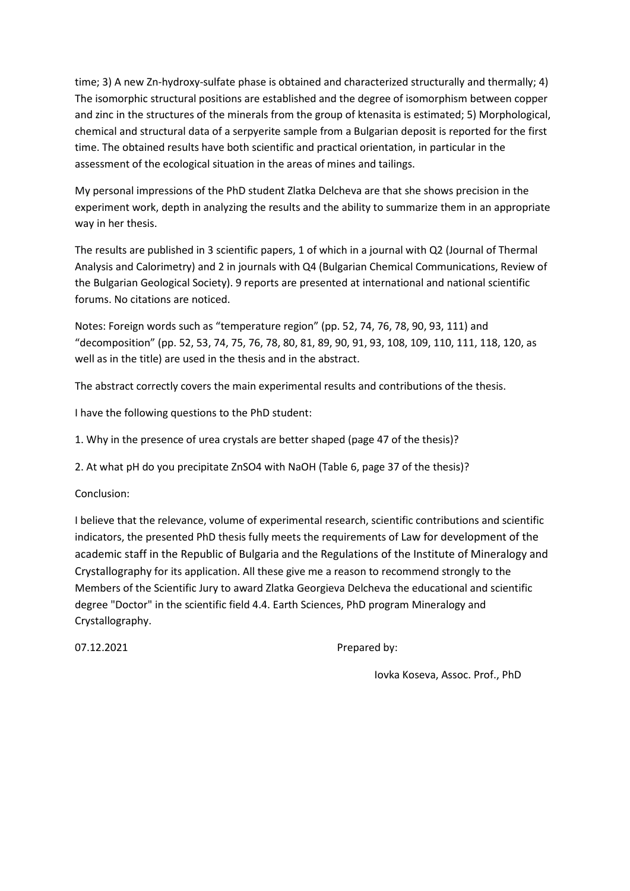time; 3) A new Zn-hydroxy-sulfate phase is obtained and characterized structurally and thermally; 4) The isomorphic structural positions are established and the degree of isomorphism between copper and zinc in the structures of the minerals from the group of ktenasita is estimated; 5) Morphological, chemical and structural data of a serpyerite sample from a Bulgarian deposit is reported for the first time. The obtained results have both scientific and practical orientation, in particular in the assessment of the ecological situation in the areas of mines and tailings.

My personal impressions of the PhD student Zlatka Delcheva are that she shows precision in the experiment work, depth in analyzing the results and the ability to summarize them in an appropriate way in her thesis.

The results are published in 3 scientific papers, 1 of which in a journal with Q2 (Journal of Thermal Analysis and Calorimetry) and 2 in journals with Q4 (Bulgarian Chemical Communications, Review of the Bulgarian Geological Society). 9 reports are presented at international and national scientific forums. No citations are noticed.

Notes: Foreign words such as "temperature region" (pp. 52, 74, 76, 78, 90, 93, 111) and "decomposition" (pp. 52, 53, 74, 75, 76, 78, 80, 81, 89, 90, 91, 93, 108, 109, 110, 111, 118, 120, as well as in the title) are used in the thesis and in the abstract.

The abstract correctly covers the main experimental results and contributions of the thesis.

I have the following questions to the PhD student:

1. Why in the presence of urea crystals are better shaped (page 47 of the thesis)?

2. At what pH do you precipitate $ZnSO_4$ with NaOH (Table 6, page 37 of the thesis)?

Conclusion:

I believe that the relevance, volume of experimental research, scientific contributions and scientific indicators, the presented PhD thesis fully meets the requirements of Law for development of the academic staff in the Republic of Bulgaria and the Regulations of the Institute of Mineralogy and Crystallography for its application. All these give me a reason to recommend strongly to the Members of the Scientific Jury to award Zlatka Georgieva Delcheva the educational and scientific degree "Doctor" in the scientific field 4.4. Earth Sciences, PhD program Mineralogy and Crystallography.

07.12.2021

Prepared by:

Iovka Koseva, Assoc. Prof., PhD